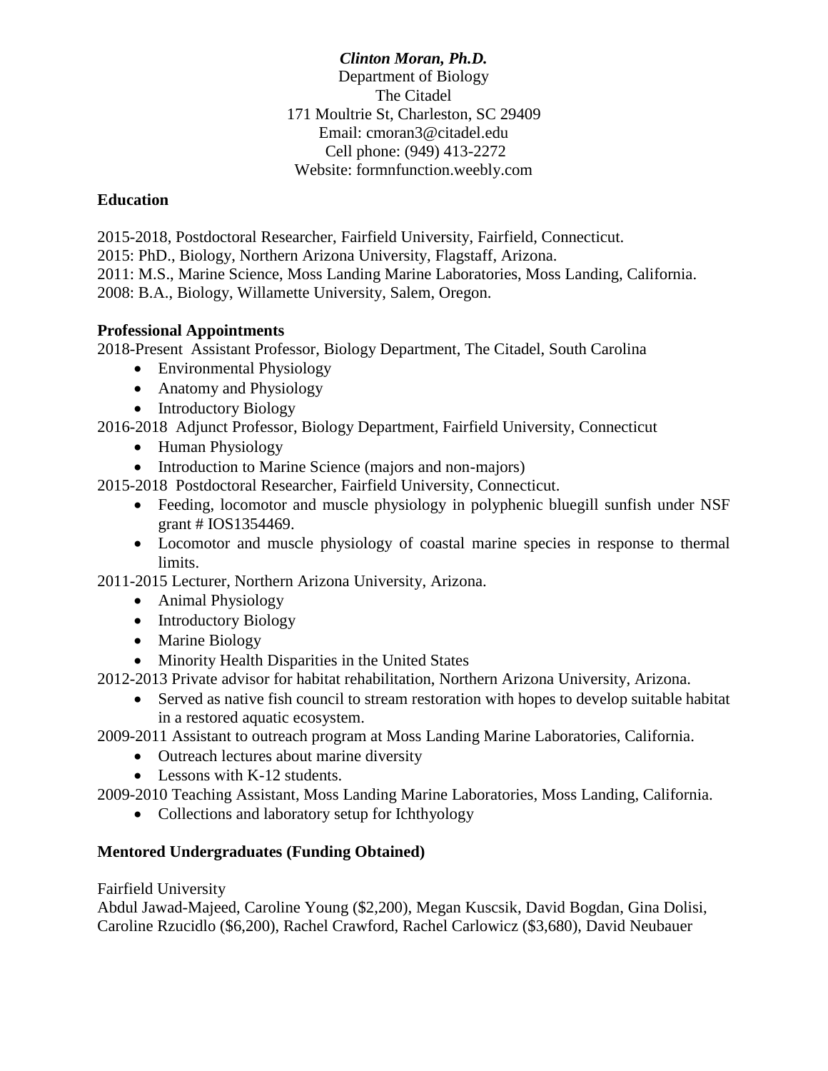***Clinton Moran, Ph.D.***
Department of Biology
The Citadel
171 Moultrie St, Charleston, SC 29409
Email: cmoran3@citadel.edu
Cell phone: (949) 413-2272
Website: formnfunction.weebly.com

**Education**

2015-2018, Postdoctoral Researcher, Fairfield University, Fairfield, Connecticut.
2015: PhD., Biology, Northern Arizona University, Flagstaff, Arizona.
2011: M.S., Marine Science, Moss Landing Marine Laboratories, Moss Landing, California.
2008: B.A., Biology, Willamette University, Salem, Oregon.

**Professional Appointments**

2018-Present Assistant Professor, Biology Department, The Citadel, South Carolina

- Environmental Physiology
- Anatomy and Physiology
- Introductory Biology

2016-2018 Adjunct Professor, Biology Department, Fairfield University, Connecticut

- Human Physiology
- Introduction to Marine Science (majors and non-majors)

2015-2018 Postdoctoral Researcher, Fairfield University, Connecticut.

- Feeding, locomotor and muscle physiology in polyphenic bluegill sunfish under NSF grant # IOS1354469.
- Locomotor and muscle physiology of coastal marine species in response to thermal limits.

2011-2015 Lecturer, Northern Arizona University, Arizona.

- Animal Physiology
- Introductory Biology
- Marine Biology
- Minority Health Disparities in the United States

2012-2013 Private advisor for habitat rehabilitation, Northern Arizona University, Arizona.

- Served as native fish council to stream restoration with hopes to develop suitable habitat in a restored aquatic ecosystem.

2009-2011 Assistant to outreach program at Moss Landing Marine Laboratories, California.

- Outreach lectures about marine diversity
- Lessons with K-12 students.

2009-2010 Teaching Assistant, Moss Landing Marine Laboratories, Moss Landing, California.

- Collections and laboratory setup for Ichthyology

**Mentored Undergraduates (Funding Obtained)**

Fairfield University
Abdul Jawad-Majeed, Caroline Young ($2,200), Megan Kuscsik, David Bogdan, Gina Dolisi, Caroline Rzucidlo ($6,200), Rachel Crawford, Rachel Carlowicz ($3,680), David Neubauer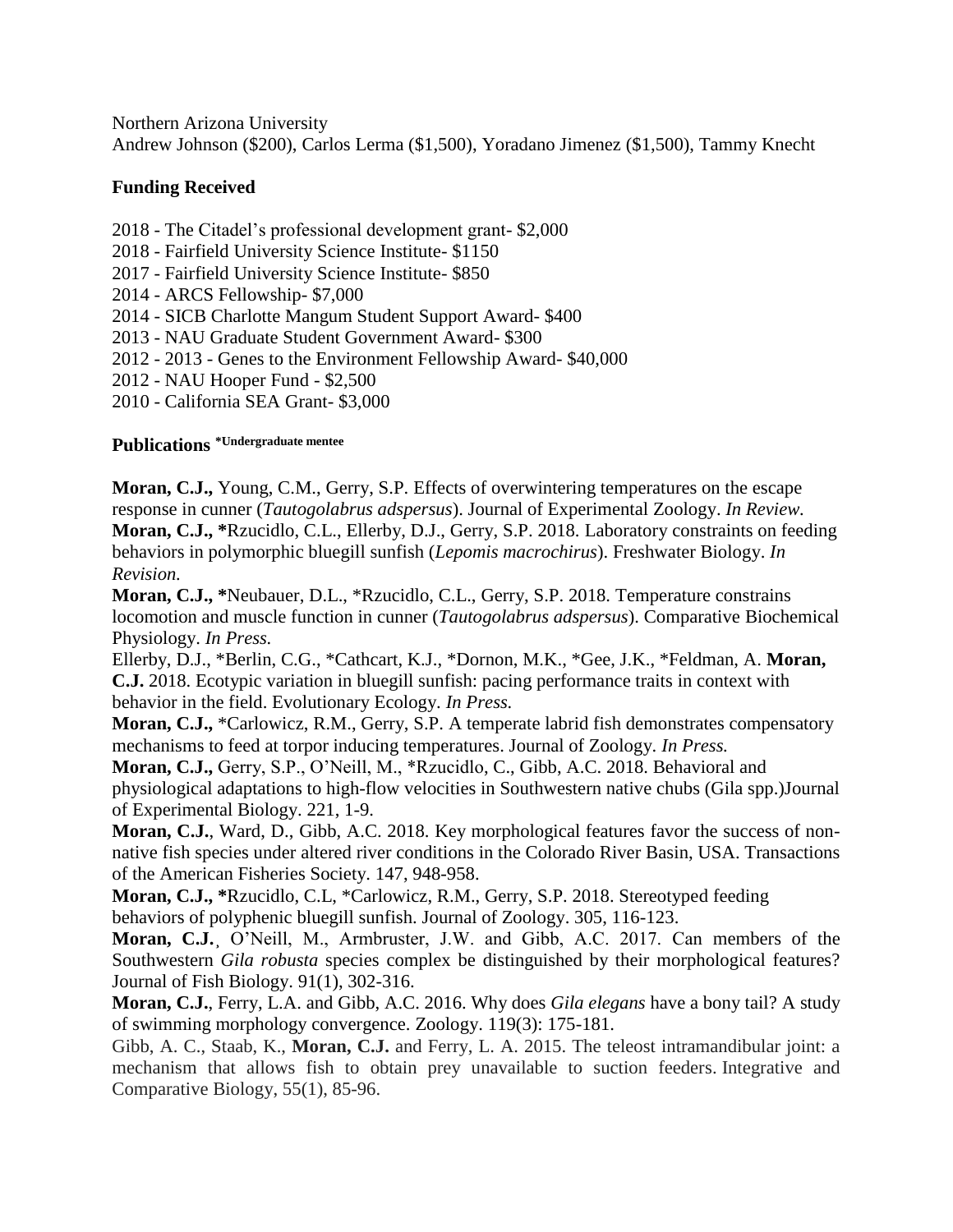Northern Arizona University
Andrew Johnson ($200), Carlos Lerma ($1,500), Yoradano Jimenez ($1,500), Tammy Knecht

## Funding Received

2018 - The Citadel's professional development grant- $2,000
2018 - Fairfield University Science Institute- $1150
2017 - Fairfield University Science Institute- $850
2014 - ARCS Fellowship- $7,000
2014 - SICB Charlotte Mangum Student Support Award- $400
2013 - NAU Graduate Student Government Award- $300
2012 - 2013 - Genes to the Environment Fellowship Award- $40,000
2012 - NAU Hooper Fund - $2,500
2010 - California SEA Grant- $3,000

## Publications *Undergraduate mentee

**Moran, C.J.,** Young, C.M., Gerry, S.P. Effects of overwintering temperatures on the escape response in cunner (*Tautogolabrus adspersus*). Journal of Experimental Zoology. *In Review.*
**Moran, C.J., ***Rzucidlo, C.L., Ellerby, D.J., Gerry, S.P. 2018. Laboratory constraints on feeding behaviors in polymorphic bluegill sunfish (*Lepomis macrochirus*). Freshwater Biology. *In Revision.*
**Moran, C.J., ***Neubauer, D.L., *Rzucidlo, C.L., Gerry, S.P. 2018. Temperature constrains locomotion and muscle function in cunner (*Tautogolabrus adspersus*). Comparative Biochemical Physiology. *In Press.*
Ellerby, D.J., *Berlin, C.G., *Cathcart, K.J., *Dornon, M.K., *Gee, J.K., *Feldman, A. **Moran, C.J.** 2018. Ecotypic variation in bluegill sunfish: pacing performance traits in context with behavior in the field. Evolutionary Ecology. *In Press.*
**Moran, C.J.,** *Carlowicz, R.M., Gerry, S.P. A temperate labrid fish demonstrates compensatory mechanisms to feed at torpor inducing temperatures. Journal of Zoology. *In Press.*
**Moran, C.J.,** Gerry, S.P., O'Neill, M., *Rzucidlo, C., Gibb, A.C. 2018. Behavioral and physiological adaptations to high-flow velocities in Southwestern native chubs (Gila spp.)Journal of Experimental Biology. 221, 1-9.
**Moran, C.J.**, Ward, D., Gibb, A.C. 2018. Key morphological features favor the success of non-native fish species under altered river conditions in the Colorado River Basin, USA. Transactions of the American Fisheries Society. 147, 948-958.
**Moran, C.J., ***Rzucidlo, C.L, *Carlowicz, R.M., Gerry, S.P. 2018. Stereotyped feeding behaviors of polyphenic bluegill sunfish. Journal of Zoology. 305, 116-123.
**Moran, C.J.**, O'Neill, M., Armbruster, J.W. and Gibb, A.C. 2017. Can members of the Southwestern *Gila robusta* species complex be distinguished by their morphological features? Journal of Fish Biology. 91(1), 302-316.
**Moran, C.J.**, Ferry, L.A. and Gibb, A.C. 2016. Why does *Gila elegans* have a bony tail? A study of swimming morphology convergence. Zoology. 119(3): 175-181.
Gibb, A. C., Staab, K., **Moran, C.J.** and Ferry, L. A. 2015. The teleost intramandibular joint: a mechanism that allows fish to obtain prey unavailable to suction feeders. Integrative and Comparative Biology, 55(1), 85-96.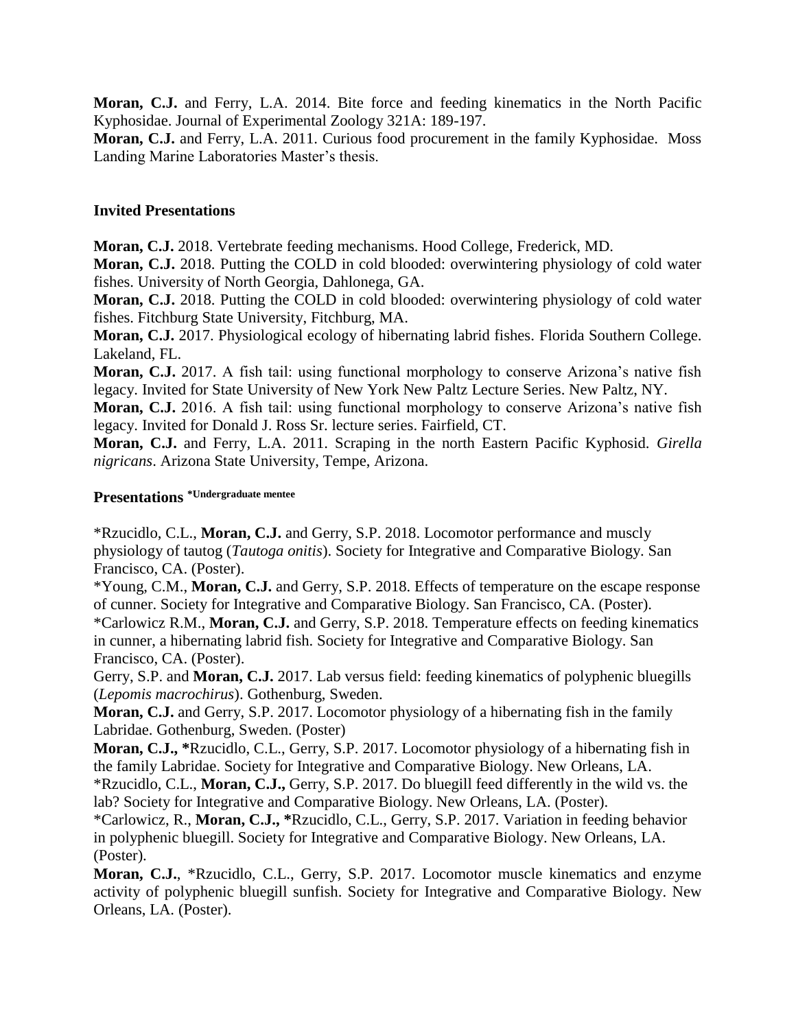**Moran, C.J.** and Ferry, L.A. 2014. Bite force and feeding kinematics in the North Pacific Kyphosidae. Journal of Experimental Zoology 321A: 189-197.
**Moran, C.J.** and Ferry, L.A. 2011. Curious food procurement in the family Kyphosidae. Moss Landing Marine Laboratories Master's thesis.

## Invited Presentations

**Moran, C.J.** 2018. Vertebrate feeding mechanisms. Hood College, Frederick, MD.
**Moran, C.J.** 2018. Putting the COLD in cold blooded: overwintering physiology of cold water fishes. University of North Georgia, Dahlonega, GA.
**Moran, C.J.** 2018. Putting the COLD in cold blooded: overwintering physiology of cold water fishes. Fitchburg State University, Fitchburg, MA.
**Moran, C.J.** 2017. Physiological ecology of hibernating labrid fishes. Florida Southern College. Lakeland, FL.
**Moran, C.J.** 2017. A fish tail: using functional morphology to conserve Arizona's native fish legacy. Invited for State University of New York New Paltz Lecture Series. New Paltz, NY.
**Moran, C.J.** 2016. A fish tail: using functional morphology to conserve Arizona's native fish legacy. Invited for Donald J. Ross Sr. lecture series. Fairfield, CT.
**Moran, C.J.** and Ferry, L.A. 2011. Scraping in the north Eastern Pacific Kyphosid. *Girella nigricans*. Arizona State University, Tempe, Arizona.

## Presentations [*Undergraduate mentee]

*Rzucidlo, C.L., **Moran, C.J.** and Gerry, S.P. 2018. Locomotor performance and muscly physiology of tautog (*Tautoga onitis*). Society for Integrative and Comparative Biology. San Francisco, CA. (Poster).
*Young, C.M., **Moran, C.J.** and Gerry, S.P. 2018. Effects of temperature on the escape response of cunner. Society for Integrative and Comparative Biology. San Francisco, CA. (Poster).
*Carlowicz R.M., **Moran, C.J.** and Gerry, S.P. 2018. Temperature effects on feeding kinematics in cunner, a hibernating labrid fish. Society for Integrative and Comparative Biology. San Francisco, CA. (Poster).
Gerry, S.P. and **Moran, C.J.** 2017. Lab versus field: feeding kinematics of polyphenic bluegills (*Lepomis macrochirus*). Gothenburg, Sweden.
**Moran, C.J.** and Gerry, S.P. 2017. Locomotor physiology of a hibernating fish in the family Labridae. Gothenburg, Sweden. (Poster)
**Moran, C.J., ***Rzucidlo, C.L., Gerry, S.P. 2017. Locomotor physiology of a hibernating fish in the family Labridae. Society for Integrative and Comparative Biology. New Orleans, LA.
*Rzucidlo, C.L., **Moran, C.J.,** Gerry, S.P. 2017. Do bluegill feed differently in the wild vs. the lab? Society for Integrative and Comparative Biology. New Orleans, LA. (Poster).
*Carlowicz, R., **Moran, C.J., ***Rzucidlo, C.L., Gerry, S.P. 2017. Variation in feeding behavior in polyphenic bluegill. Society for Integrative and Comparative Biology. New Orleans, LA. (Poster).
**Moran, C.J.**, *Rzucidlo, C.L., Gerry, S.P. 2017. Locomotor muscle kinematics and enzyme activity of polyphenic bluegill sunfish. Society for Integrative and Comparative Biology. New Orleans, LA. (Poster).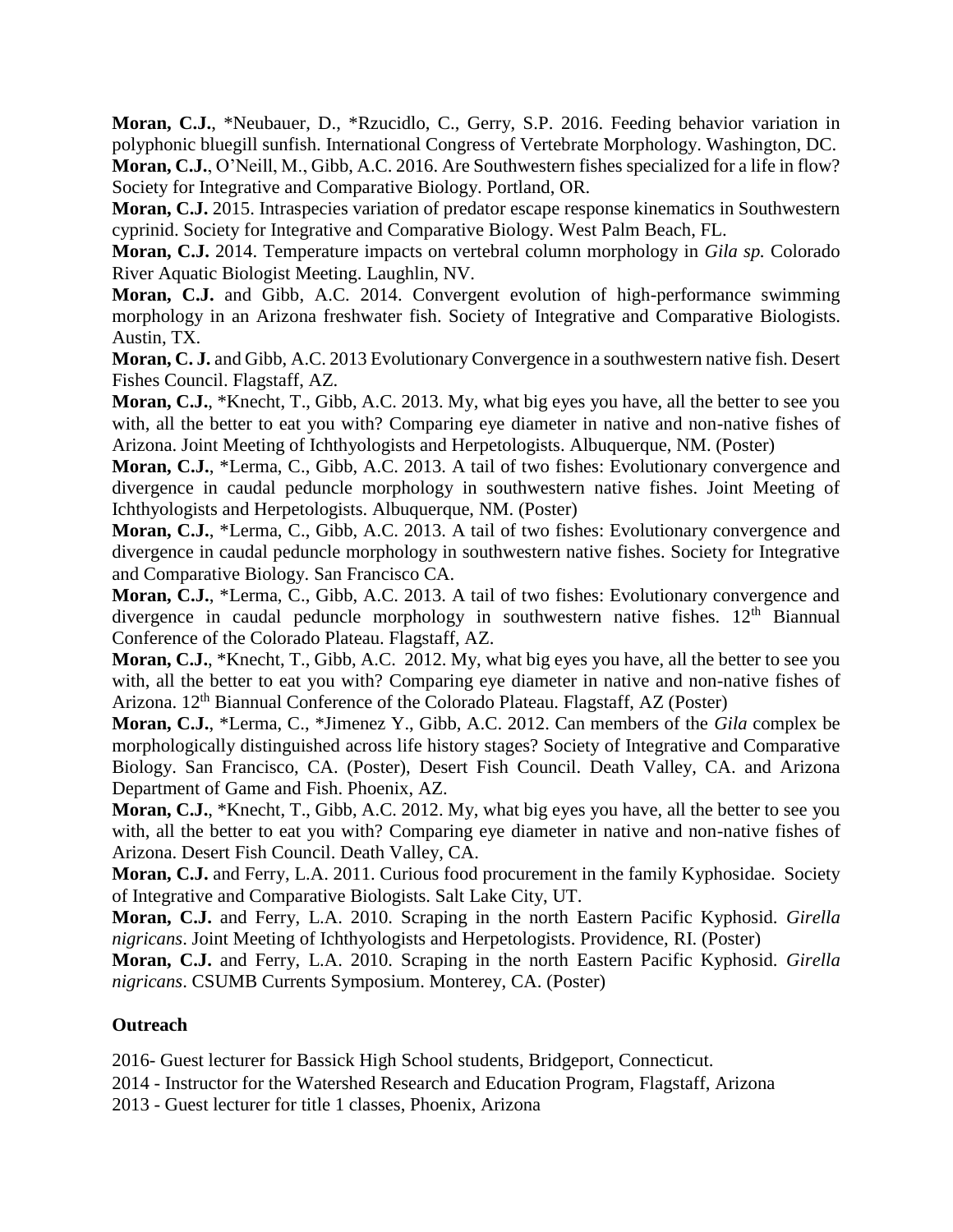**Moran, C.J.**, *Neubauer, D., *Rzucidlo, C., Gerry, S.P. 2016. Feeding behavior variation in polyphonic bluegill sunfish. International Congress of Vertebrate Morphology. Washington, DC.

**Moran, C.J.**, O'Neill, M., Gibb, A.C. 2016. Are Southwestern fishes specialized for a life in flow? Society for Integrative and Comparative Biology. Portland, OR.

**Moran, C.J.** 2015. Intraspecies variation of predator escape response kinematics in Southwestern cyprinid. Society for Integrative and Comparative Biology. West Palm Beach, FL.

**Moran, C.J.** 2014. Temperature impacts on vertebral column morphology in *Gila sp.* Colorado River Aquatic Biologist Meeting. Laughlin, NV.

**Moran, C.J.** and Gibb, A.C. 2014. Convergent evolution of high-performance swimming morphology in an Arizona freshwater fish. Society of Integrative and Comparative Biologists. Austin, TX.

**Moran, C. J.** and Gibb, A.C. 2013 Evolutionary Convergence in a southwestern native fish. Desert Fishes Council. Flagstaff, AZ.

**Moran, C.J.**, *Knecht, T., Gibb, A.C. 2013. My, what big eyes you have, all the better to see you with, all the better to eat you with? Comparing eye diameter in native and non-native fishes of Arizona. Joint Meeting of Ichthyologists and Herpetologists. Albuquerque, NM. (Poster)

**Moran, C.J.**, *Lerma, C., Gibb, A.C. 2013. A tail of two fishes: Evolutionary convergence and divergence in caudal peduncle morphology in southwestern native fishes. Joint Meeting of Ichthyologists and Herpetologists. Albuquerque, NM. (Poster)

**Moran, C.J.**, *Lerma, C., Gibb, A.C. 2013. A tail of two fishes: Evolutionary convergence and divergence in caudal peduncle morphology in southwestern native fishes. Society for Integrative and Comparative Biology. San Francisco CA.

**Moran, C.J.**, *Lerma, C., Gibb, A.C. 2013. A tail of two fishes: Evolutionary convergence and divergence in caudal peduncle morphology in southwestern native fishes. 12th Biannual Conference of the Colorado Plateau. Flagstaff, AZ.

**Moran, C.J.**, *Knecht, T., Gibb, A.C. 2012. My, what big eyes you have, all the better to see you with, all the better to eat you with? Comparing eye diameter in native and non-native fishes of Arizona. 12th Biannual Conference of the Colorado Plateau. Flagstaff, AZ (Poster)

**Moran, C.J.**, *Lerma, C., *Jimenez Y., Gibb, A.C. 2012. Can members of the *Gila* complex be morphologically distinguished across life history stages? Society of Integrative and Comparative Biology. San Francisco, CA. (Poster), Desert Fish Council. Death Valley, CA. and Arizona Department of Game and Fish. Phoenix, AZ.

**Moran, C.J.**, *Knecht, T., Gibb, A.C. 2012. My, what big eyes you have, all the better to see you with, all the better to eat you with? Comparing eye diameter in native and non-native fishes of Arizona. Desert Fish Council. Death Valley, CA.

**Moran, C.J.** and Ferry, L.A. 2011. Curious food procurement in the family Kyphosidae. Society of Integrative and Comparative Biologists. Salt Lake City, UT.

**Moran, C.J.** and Ferry, L.A. 2010. Scraping in the north Eastern Pacific Kyphosid. *Girella nigricans*. Joint Meeting of Ichthyologists and Herpetologists. Providence, RI. (Poster)

**Moran, C.J.** and Ferry, L.A. 2010. Scraping in the north Eastern Pacific Kyphosid. *Girella nigricans*. CSUMB Currents Symposium. Monterey, CA. (Poster)

## Outreach

2016- Guest lecturer for Bassick High School students, Bridgeport, Connecticut.

2014 - Instructor for the Watershed Research and Education Program, Flagstaff, Arizona

2013 - Guest lecturer for title 1 classes, Phoenix, Arizona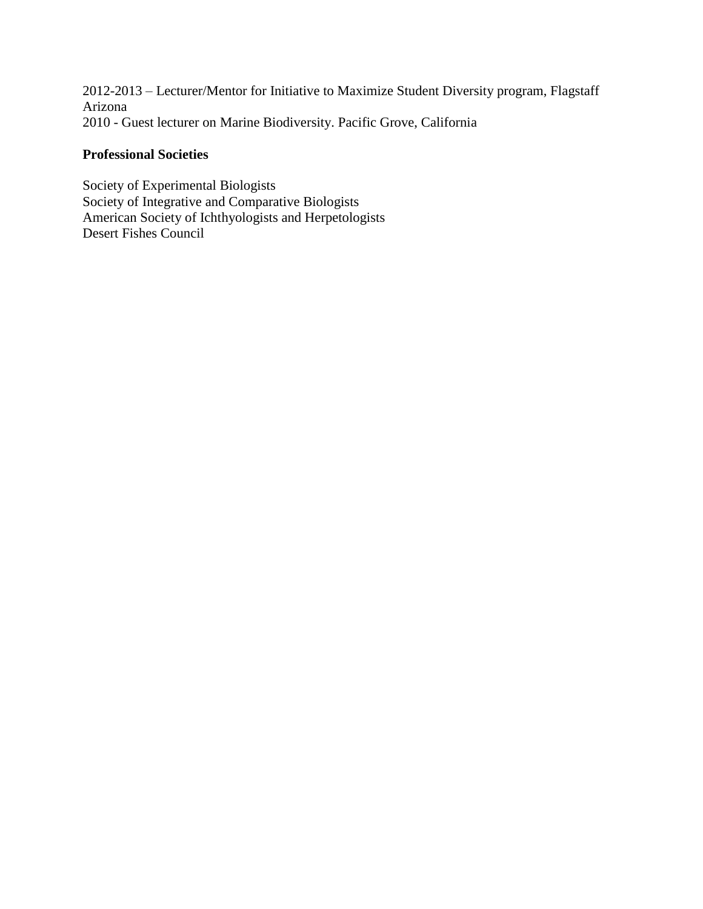2012-2013 – Lecturer/Mentor for Initiative to Maximize Student Diversity program, Flagstaff Arizona
2010 - Guest lecturer on Marine Biodiversity. Pacific Grove, California

**Professional Societies**

Society of Experimental Biologists
Society of Integrative and Comparative Biologists
American Society of Ichthyologists and Herpetologists
Desert Fishes Council